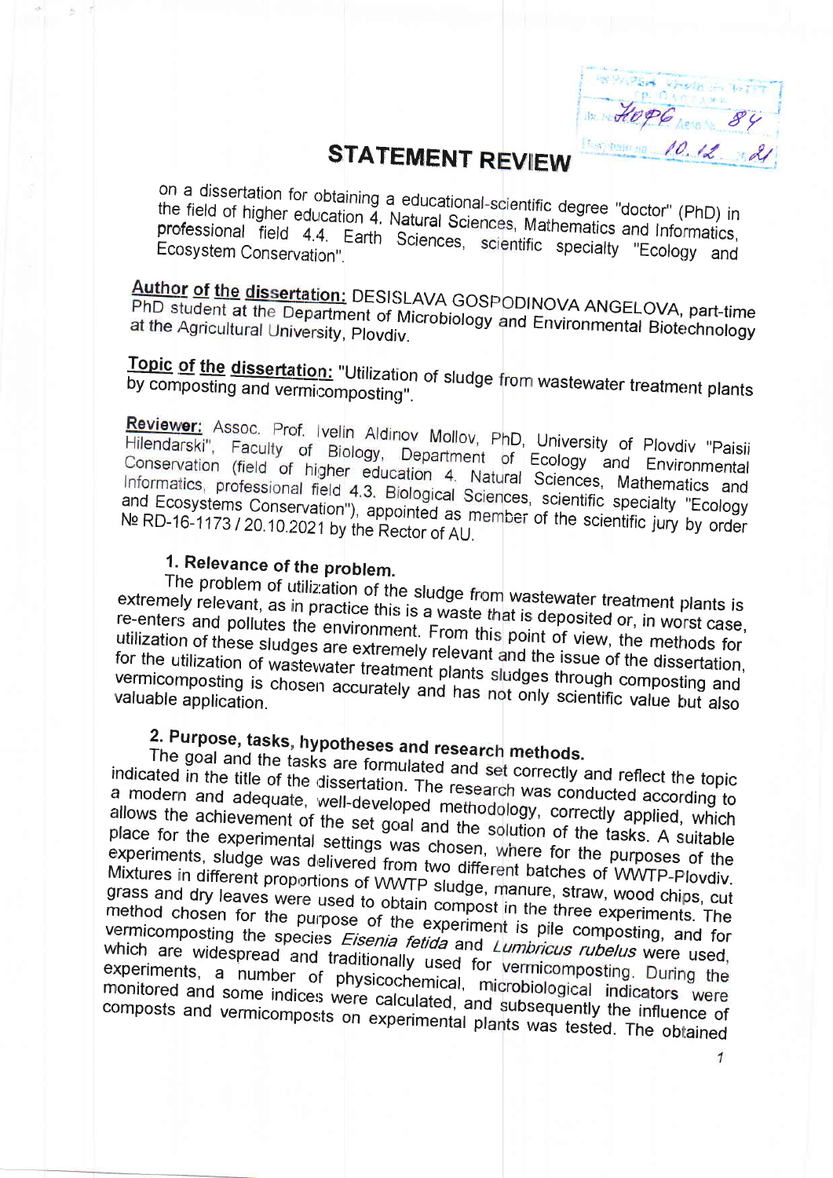# STATEMENT REVIEW

on a dissertation for obtaining a educational-scientific degree "doctor" (PhD) in the field of higher education 4. Natural Sciences, Mathematics and Informatics, professional field 4.4. Earth Sciences, scientific specialty "Ecology and Ecosystem Conservation".

**Author of the dissertation:** DESISLAVA GOSPODINOVA ANGELOVA, part-time PhD student at the Department of Microbiology and Environmental Biotechnology at the Agricultural University, Plovdiv.

**Topic of the dissertation:** "Utilization of sludge from wastewater treatment plants by composting and vermicomposting".

**Reviewer:** Assoc. Prof. Ivelin Aldinov Mollov, PhD, University of Plovdiv "Paisii Hilendarski", Faculty of Biology, Department of Ecology and Environmental Conservation (field of higher education 4. Natural Sciences, Mathematics and Informatics, professional field 4.3. Biological Sciences, scientific specialty "Ecology and Ecosystems Conservation"), appointed as member of the scientific jury by order № RD-16-1173 / 20.10.2021 by the Rector of AU.

## 1. Relevance of the problem.

The problem of utilization of the sludge from wastewater treatment plants is extremely relevant, as in practice this is a waste that is deposited or, in worst case, re-enters and pollutes the environment. From this point of view, the methods for utilization of these sludges are extremely relevant and the issue of the dissertation, for the utilization of wastewater treatment plants sludges through composting and vermicomposting is chosen accurately and has not only scientific value but also valuable application.

## 2. Purpose, tasks, hypotheses and research methods.

The goal and the tasks are formulated and set correctly and reflect the topic indicated in the title of the dissertation. The research was conducted according to a modern and adequate, well-developed methodology, correctly applied, which allows the achievement of the set goal and the solution of the tasks. A suitable place for the experimental settings was chosen, where for the purposes of the experiments, sludge was delivered from two different batches of WWTP-Plovdiv. Mixtures in different proportions of WWTP sludge, manure, straw, wood chips, cut grass and dry leaves were used to obtain compost in the three experiments. The method chosen for the purpose of the experiment is pile composting, and for vermicomposting the species *Eisenia fetida* and *Lumbricus rubelus* were used, which are widespread and traditionally used for vermicomposting. During the experiments, a number of physicochemical, microbiological indicators were monitored and some indices were calculated, and subsequently the influence of composts and vermicomposts on experimental plants was tested. The obtained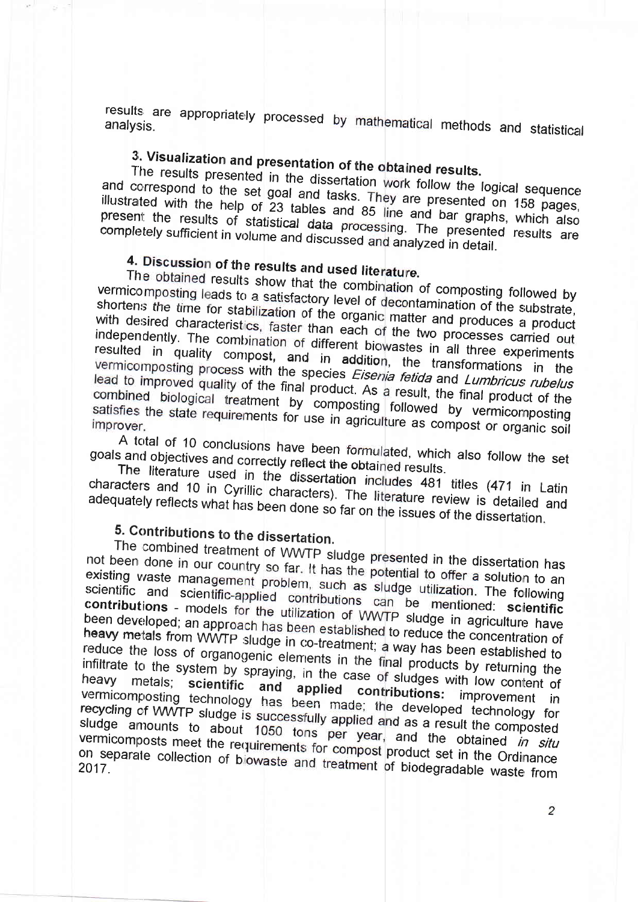results are appropriately processed by mathematical methods and statistical analysis.

**3. Visualization and presentation of the obtained results.**

The results presented in the dissertation work follow the logical sequence and correspond to the set goal and tasks. They are presented on 158 pages, illustrated with the help of 23 tables and 85 line and bar graphs, which also present the results of statistical data processing. The presented results are completely sufficient in volume and discussed and analyzed in detail.

**4. Discussion of the results and used literature.**

The obtained results show that the combination of composting followed by vermicomposting leads to a satisfactory level of decontamination of the substrate, shortens the time for stabilization of the organic matter and produces a product with desired characteristics, faster than each of the two processes carried out independently. The combination of different biowastes in all three experiments resulted in quality compost, and in addition, the transformations in the vermicomposting process with the species *Eisenia fetida* and *Lumbricus rubelus* lead to improved quality of the final product. As a result, the final product of the combined biological treatment by composting followed by vermicomposting satisfies the state requirements for use in agriculture as compost or organic soil improver.

A total of 10 conclusions have been formulated, which also follow the set goals and objectives and correctly reflect the obtained results.

The literature used in the dissertation includes 481 titles (471 in Latin characters and 10 in Cyrillic characters). The literature review is detailed and adequately reflects what has been done so far on the issues of the dissertation.

**5. Contributions to the dissertation.**

The combined treatment of WWTP sludge presented in the dissertation has not been done in our country so far. It has the potential to offer a solution to an existing waste management problem, such as sludge utilization. The following scientific and scientific-applied contributions can be mentioned: **scientific contributions** - models for the utilization of WWTP sludge in agriculture have been developed; an approach has been established to reduce the concentration of heavy metals from WWTP sludge in co-treatment; a way has been established to reduce the loss of organogenic elements in the final products by returning the infiltrate to the system by spraying, in the case of sludges with low content of heavy metals; **scientific and applied contributions:** improvement in vermicomposting technology has been made; the developed technology for recycling of WWTP sludge is successfully applied and as a result the composted sludge amounts to about 1050 tons per year, and the obtained *in situ* vermicomposts meet the requirements for compost product set in the Ordinance on separate collection of biowaste and treatment of biodegradable waste from 2017.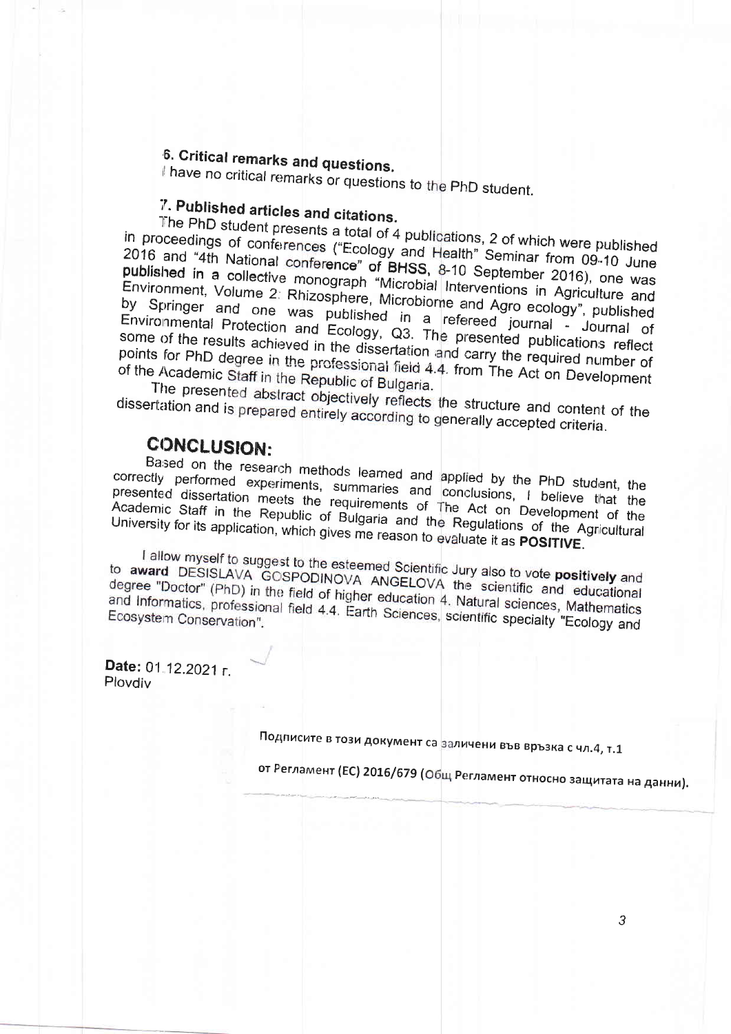**6. Critical remarks and questions.**

I have no critical remarks or questions to the PhD student.

**7. Published articles and citations.**

The PhD student presents a total of 4 publications, 2 of which were published in proceedings of conferences ("Ecology and Health" Seminar from 09-10 June 2016 and "4th National conference" of BHSS, 8-10 September 2016), one was published in a collective monograph "Microbial Interventions in Agriculture and Environment, Volume 2: Rhizosphere, Microbiome and Agro ecology", published by Springer and one was published in a refereed journal - Journal of Environmental Protection and Ecology, Q3. The presented publications reflect some of the results achieved in the dissertation and carry the required number of points for PhD degree in the professional field 4.4. from The Act on Development of the Academic Staff in the Republic of Bulgaria.

The presented abstract objectively reflects the structure and content of the dissertation and is prepared entirely according to generally accepted criteria.

## CONCLUSION:

Based on the research methods learned and applied by the PhD student, the correctly performed experiments, summaries and conclusions, I believe that the presented dissertation meets the requirements of The Act on Development of the Academic Staff in the Republic of Bulgaria and the Regulations of the Agricultural University for its application, which gives me reason to evaluate it as **POSITIVE**.

I allow myself to suggest to the esteemed Scientific Jury also to vote **positively** and to **award** DESISLAVA GOSPODINOVA ANGELOVA the scientific and educational degree "Doctor" (PhD) in the field of higher education 4. Natural sciences, Mathematics and Informatics, professional field 4.4. Earth Sciences, scientific specialty "Ecology and Ecosystem Conservation".

**Date:** 01.12.2021 г.
Plovdiv

Подписите в този документ са заличени във връзка с чл.4, т.1 от Регламент (ЕС) 2016/679 (Общ Регламент относно защитата на данни).